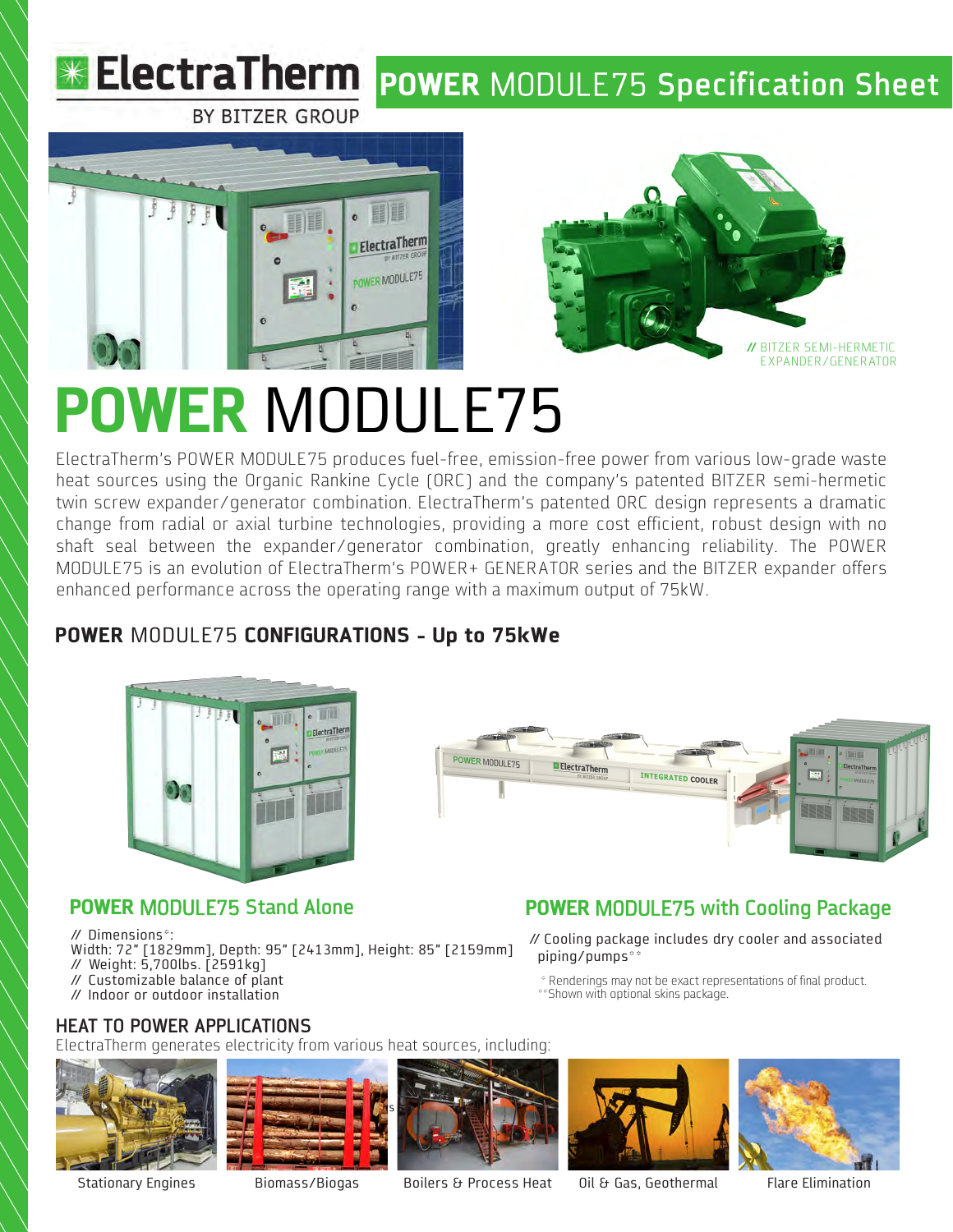# ElectraTherm BY BITZER GROUP

## POWER MODULE75 Specification Sheet

// BITZER SEMI-HERMETIC EXPANDER/GENERATOR

# POWER MODULE75

ElectraTherm's POWER MODULE75 produces fuel-free, emission-free power from various low-grade waste heat sources using the Organic Rankine Cycle (ORC) and the company's patented BITZER semi-hermetic twin screw expander/generator combination. ElectraTherm's patented ORC design represents a dramatic change from radial or axial turbine technologies, providing a more cost efficient, robust design with no shaft seal between the expander/generator combination, greatly enhancing reliability. The POWER MODULE75 is an evolution of ElectraTherm's POWER+ GENERATOR series and the BITZER expander offers enhanced performance across the operating range with a maximum output of 75kW.

## POWER MODULE75 CONFIGURATIONS - Up to 75kWe

### POWER MODULE75 Stand Alone

// Dimensions*:
Width: 72" [1829mm], Depth: 95" [2413mm], Height: 85" [2159mm]
// Weight: 5,700lbs. [2591kg]
// Customizable balance of plant
// Indoor or outdoor installation

### POWER MODULE75 with Cooling Package

// Cooling package includes dry cooler and associated piping/pumps**

\* Renderings may not be exact representations of final product.
\*\*Shown with optional skins package.

## HEAT TO POWER APPLICATIONS

ElectraTherm generates electricity from various heat sources, including:

Stationary Engines | Biomass/Biogas | Boilers & Process Heat | Oil & Gas, Geothermal | Flare Elimination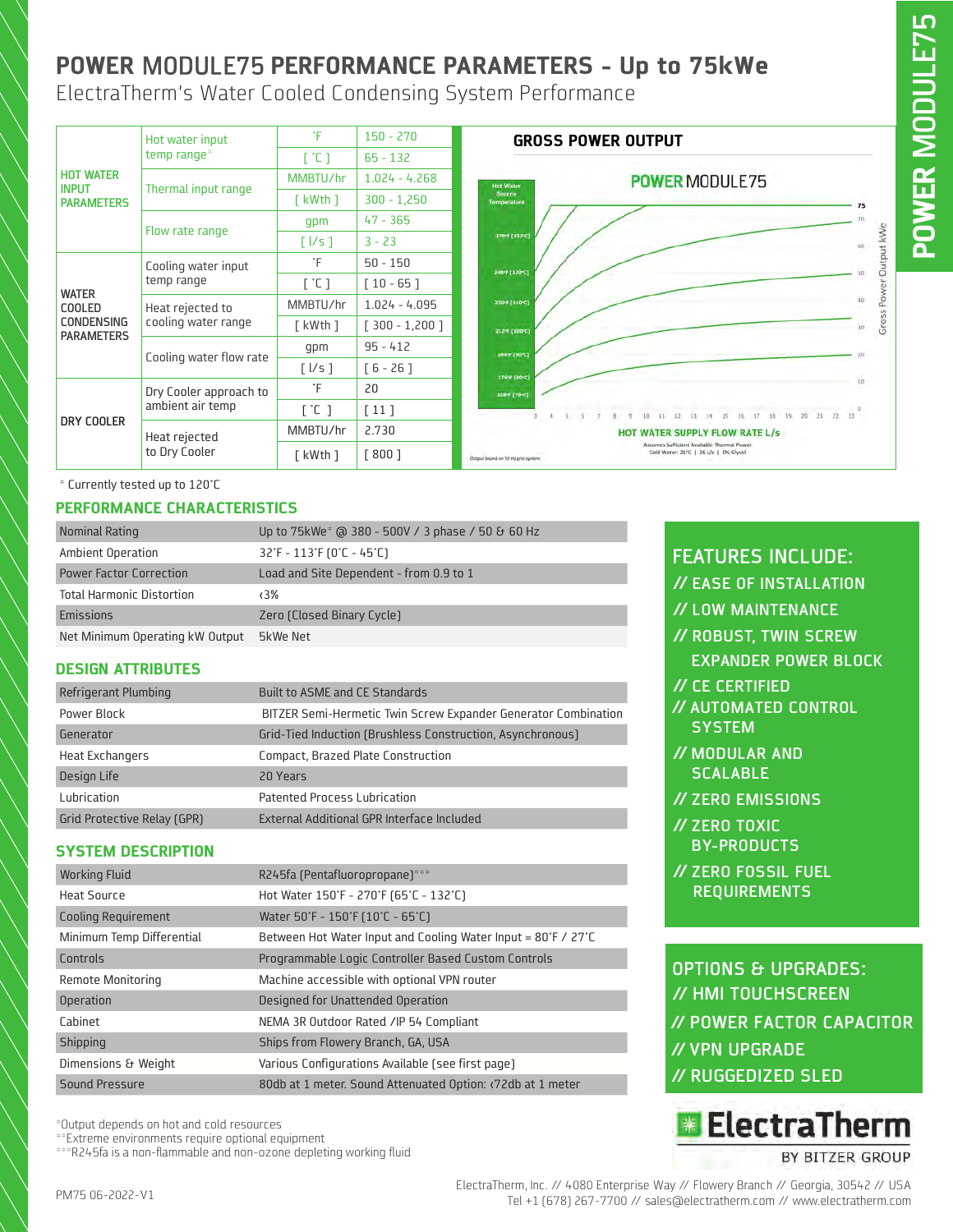# POWER MODULE75 PERFORMANCE PARAMETERS - Up to 75kWe

ElectraTherm's Water Cooled Condensing System Performance

| | | | |
|---|---|---|---|
| HOT WATER INPUT PARAMETERS | Hot water input temp range* | °F | 150 - 270 |
| | | [ °C ] | 65 - 132 |
| | Thermal input range | MMBTU/hr | 1.024 - 4.268 |
| | | [ kWth ] | 300 - 1,250 |
| | Flow rate range | gpm | 47 - 365 |
| | | [ l/s ] | 3 - 23 |
| WATER COOLED CONDENSING PARAMETERS | Cooling water input temp range | °F | 50 - 150 |
| | | [ °C ] | [ 10 - 65 ] |
| | Heat rejected to cooling water range | MMBTU/hr | 1.024 - 4.095 |
| | | [ kWth ] | [ 300 - 1,200 ] |
| | Cooling water flow rate | gpm | 95 - 412 |
| | | [ l/s ] | [ 6 - 26 ] |
| DRY COOLER | Dry Cooler approach to ambient air temp | °F | 20 |
| | | [ °C ] | [ 11 ] |
| | Heat rejected to Dry Cooler | MMBTU/hr | 2.730 |
| | | [ kWth ] | [ 800 ] |

GROSS POWER OUTPUT

POWER MODULE75

Hot Water Source Temperature

270°F [132°C]
248°F [120°C]
230°F [110°C]
212°F [100°C]
194°F [90°C]
176°F [80°C]
158°F [70°C]

Gross Power Output kWe

75
70
60
50
40
30
20
10
0

3 4 5 6 7 8 9 10 11 12 13 14 15 16 17 18 19 20 21 22 23

HOT WATER SUPPLY FLOW RATE L/s

Assumes Sufficient Available Thermal Power
Cold Water: 21°C | 26 L/s | 0% Glycol

Output based on 50 Hz grid system

\* Currently tested up to 120°C

## PERFORMANCE CHARACTERISTICS

| | |
|---|---|
| Nominal Rating | Up to 75kWe* @ 380 - 500V / 3 phase / 50 & 60 Hz |
| Ambient Operation | 32°F - 113°F (0°C - 45°C) |
| Power Factor Correction | Load and Site Dependent - from 0.9 to 1 |
| Total Harmonic Distortion | <3% |
| Emissions | Zero (Closed Binary Cycle) |
| Net Minimum Operating kW Output | 5kWe Net |

## DESIGN ATTRIBUTES

| | |
|---|---|
| Refrigerant Plumbing | Built to ASME and CE Standards |
| Power Block | BITZER Semi-Hermetic Twin Screw Expander Generator Combination |
| Generator | Grid-Tied Induction (Brushless Construction, Asynchronous) |
| Heat Exchangers | Compact, Brazed Plate Construction |
| Design Life | 20 Years |
| Lubrication | Patented Process Lubrication |
| Grid Protective Relay (GPR) | External Additional GPR Interface Included |

## SYSTEM DESCRIPTION

| | |
|---|---|
| Working Fluid | R245fa (Pentafluoropropane)*** |
| Heat Source | Hot Water 150°F - 270°F (65°C - 132°C) |
| Cooling Requirement | Water 50°F - 150°F (10°C - 65°C) |
| Minimum Temp Differential | Between Hot Water Input and Cooling Water Input = 80°F / 27°C |
| Controls | Programmable Logic Controller Based Custom Controls |
| Remote Monitoring | Machine accessible with optional VPN router |
| Operation | Designed for Unattended Operation |
| Cabinet | NEMA 3R Outdoor Rated /IP 54 Compliant |
| Shipping | Ships from Flowery Branch, GA, USA |
| Dimensions & Weight | Various Configurations Available (see first page) |
| Sound Pressure | 80db at 1 meter. Sound Attenuated Option: <72db at 1 meter |

*Output depends on hot and cold resources
**Extreme environments require optional equipment
***R245fa is a non-flammable and non-ozone depleting working fluid

## FEATURES INCLUDE:

- // EASE OF INSTALLATION
- // LOW MAINTENANCE
- // ROBUST, TWIN SCREW EXPANDER POWER BLOCK
- // CE CERTIFIED
- // AUTOMATED CONTROL SYSTEM
- // MODULAR AND SCALABLE
- // ZERO EMISSIONS
- // ZERO TOXIC BY-PRODUCTS
- // ZERO FOSSIL FUEL REQUIREMENTS

## OPTIONS & UPGRADES:

- // HMI TOUCHSCREEN
- // POWER FACTOR CAPACITOR
- // VPN UPGRADE
- // RUGGEDIZED SLED

ElectraTherm
BY BITZER GROUP

PM75 06-2022-V1

ElectraTherm, Inc. // 4080 Enterprise Way // Flowery Branch // Georgia, 30542 // USA
Tel +1 (678) 267-7700 // sales@electratherm.com // www.electratherm.com